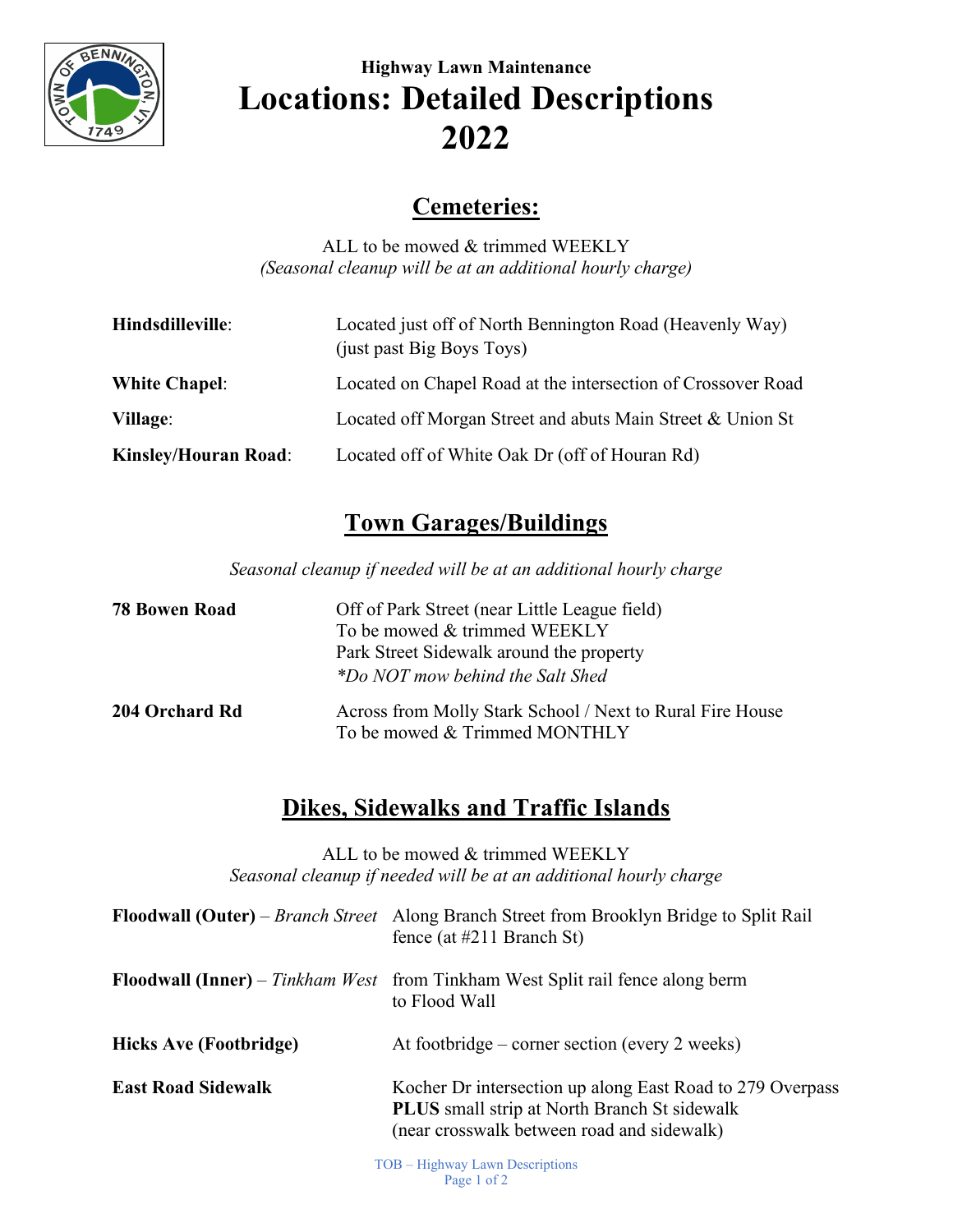### Highway Lawn Maintenance

# Locations: Detailed Descriptions 2022

## Cemeteries:

ALL to be mowed & trimmed WEEKLY
*(Seasonal cleanup will be at an additional hourly charge)*

**Hindsdilleville**: Located just off of North Bennington Road (Heavenly Way) (just past Big Boys Toys)

**White Chapel**: Located on Chapel Road at the intersection of Crossover Road

**Village**: Located off Morgan Street and abuts Main Street & Union St

**Kinsley/Houran Road**: Located off of White Oak Dr (off of Houran Rd)

## Town Garages/Buildings

*Seasonal cleanup if needed will be at an additional hourly charge*

**78 Bowen Road**
Off of Park Street (near Little League field)
To be mowed & trimmed WEEKLY
Park Street Sidewalk around the property
*\*Do NOT mow behind the Salt Shed*

**204 Orchard Rd**
Across from Molly Stark School / Next to Rural Fire House
To be mowed & Trimmed MONTHLY

## Dikes, Sidewalks and Traffic Islands

ALL to be mowed & trimmed WEEKLY
*Seasonal cleanup if needed will be at an additional hourly charge*

**Floodwall (Outer)** – *Branch Street*: Along Branch Street from Brooklyn Bridge to Split Rail fence (at #211 Branch St)

**Floodwall (Inner)** – *Tinkham West*: from Tinkham West Split rail fence along berm to Flood Wall

**Hicks Ave (Footbridge)**: At footbridge – corner section (every 2 weeks)

**East Road Sidewalk**: Kocher Dr intersection up along East Road to 279 Overpass **PLUS** small strip at North Branch St sidewalk (near crosswalk between road and sidewalk)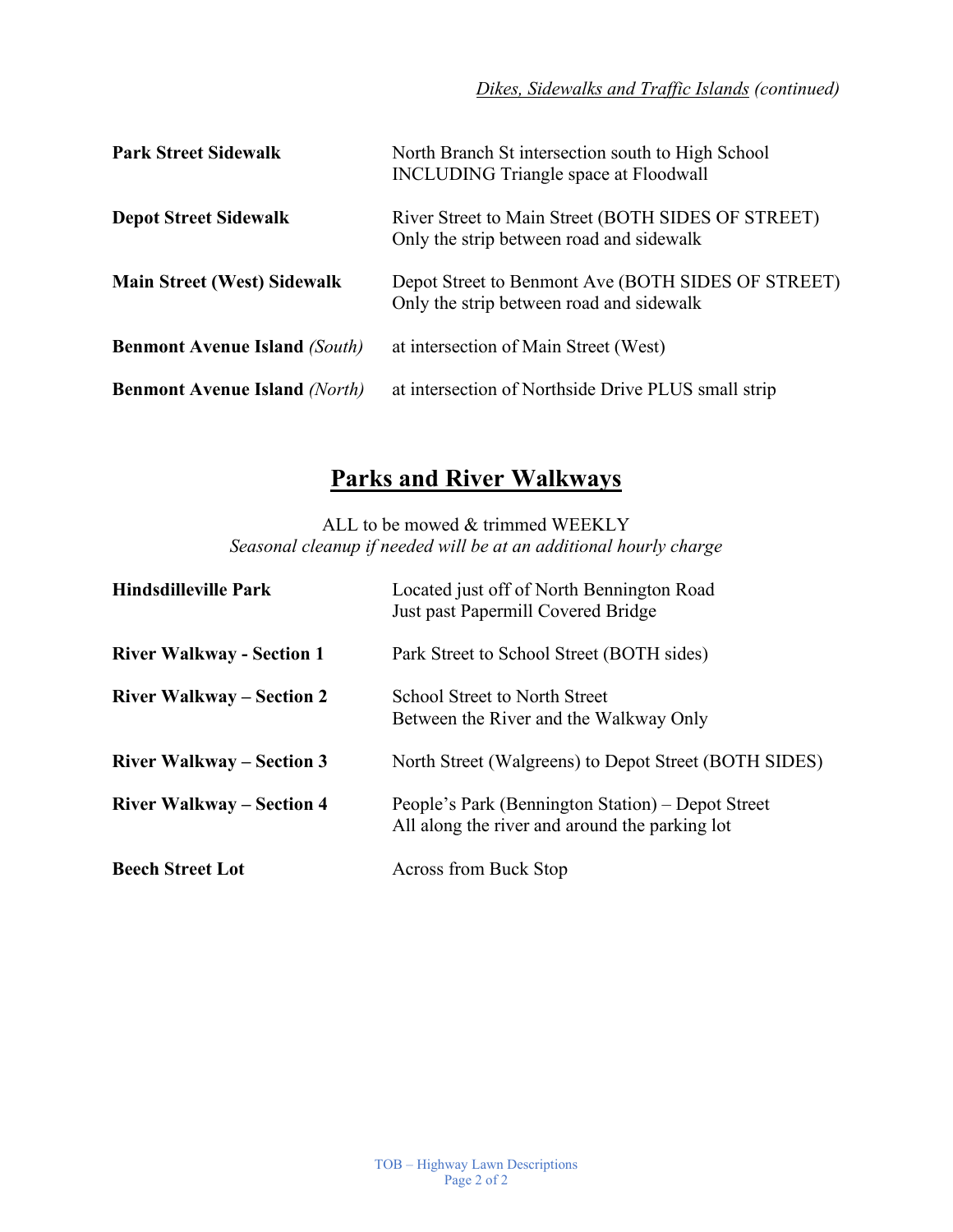*<u>Dikes, Sidewalks and Traffic Islands</u> (continued)*

| | |
|---|---|
| **Park Street Sidewalk** | North Branch St intersection south to High School<br>INCLUDING Triangle space at Floodwall |
| **Depot Street Sidewalk** | River Street to Main Street (BOTH SIDES OF STREET)<br>Only the strip between road and sidewalk |
| **Main Street (West) Sidewalk** | Depot Street to Benmont Ave (BOTH SIDES OF STREET)<br>Only the strip between road and sidewalk |
| **Benmont Avenue Island** *(South)* | at intersection of Main Street (West) |
| **Benmont Avenue Island** *(North)* | at intersection of Northside Drive PLUS small strip |

## Parks and River Walkways

ALL to be mowed & trimmed WEEKLY

*Seasonal cleanup if needed will be at an additional hourly charge*

| | |
|---|---|
| **Hindsdilleville Park** | Located just off of North Bennington Road<br>Just past Papermill Covered Bridge |
| **River Walkway - Section 1** | Park Street to School Street (BOTH sides) |
| **River Walkway – Section 2** | School Street to North Street<br>Between the River and the Walkway Only |
| **River Walkway – Section 3** | North Street (Walgreens) to Depot Street (BOTH SIDES) |
| **River Walkway – Section 4** | People's Park (Bennington Station) – Depot Street<br>All along the river and around the parking lot |
| **Beech Street Lot** | Across from Buck Stop |